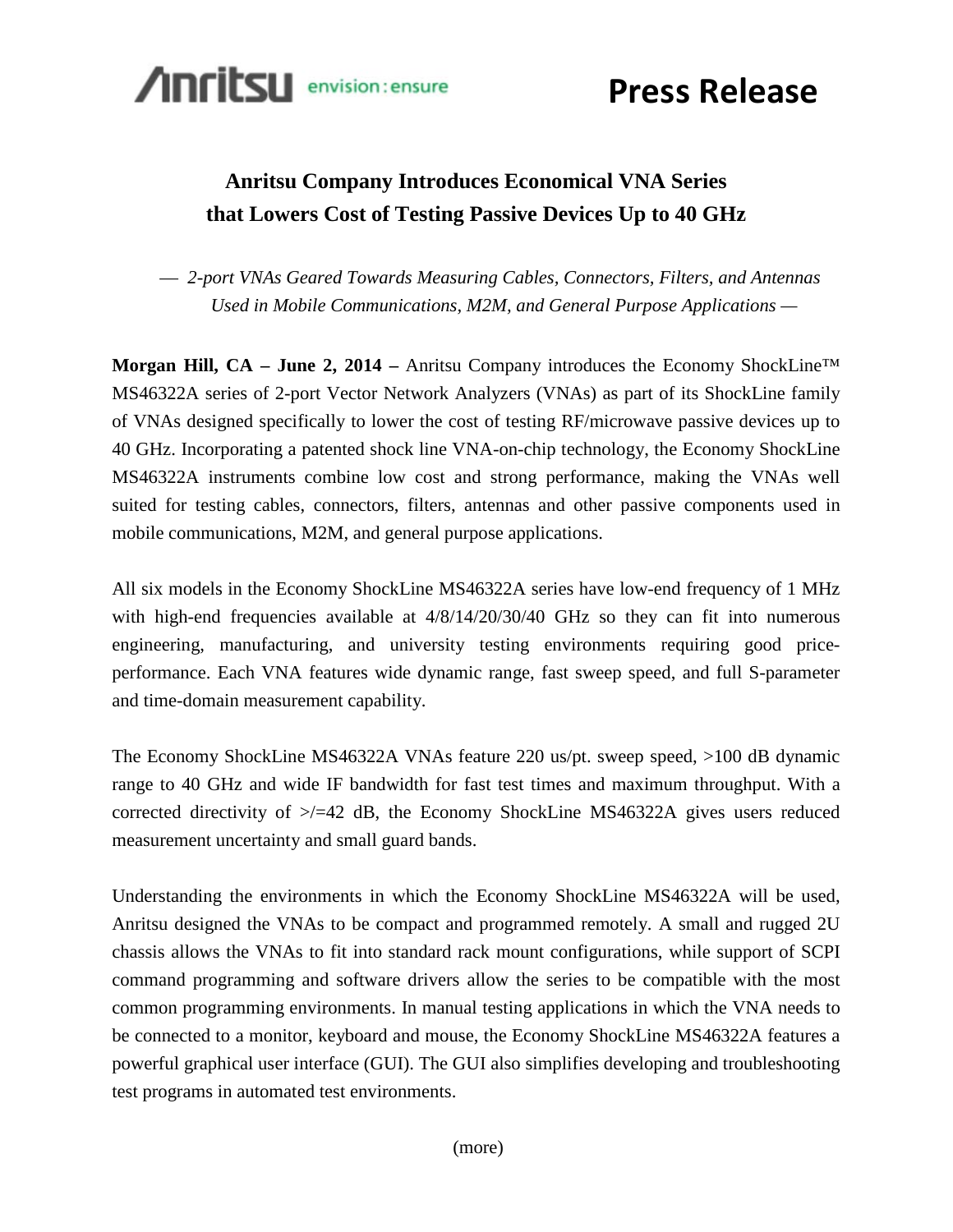Anritsu envision : ensure

**Press Release**

# Anritsu Company Introduces Economical VNA Series that Lowers Cost of Testing Passive Devices Up to 40 GHz

*— 2-port VNAs Geared Towards Measuring Cables, Connectors, Filters, and Antennas Used in Mobile Communications, M2M, and General Purpose Applications —*

**Morgan Hill, CA – June 2, 2014 –** Anritsu Company introduces the Economy ShockLine™ MS46322A series of 2-port Vector Network Analyzers (VNAs) as part of its ShockLine family of VNAs designed specifically to lower the cost of testing RF/microwave passive devices up to 40 GHz. Incorporating a patented shock line VNA-on-chip technology, the Economy ShockLine MS46322A instruments combine low cost and strong performance, making the VNAs well suited for testing cables, connectors, filters, antennas and other passive components used in mobile communications, M2M, and general purpose applications.

All six models in the Economy ShockLine MS46322A series have low-end frequency of 1 MHz with high-end frequencies available at 4/8/14/20/30/40 GHz so they can fit into numerous engineering, manufacturing, and university testing environments requiring good price-performance. Each VNA features wide dynamic range, fast sweep speed, and full S-parameter and time-domain measurement capability.

The Economy ShockLine MS46322A VNAs feature 220 us/pt. sweep speed, >100 dB dynamic range to 40 GHz and wide IF bandwidth for fast test times and maximum throughput. With a corrected directivity of >/=42 dB, the Economy ShockLine MS46322A gives users reduced measurement uncertainty and small guard bands.

Understanding the environments in which the Economy ShockLine MS46322A will be used, Anritsu designed the VNAs to be compact and programmed remotely. A small and rugged 2U chassis allows the VNAs to fit into standard rack mount configurations, while support of SCPI command programming and software drivers allow the series to be compatible with the most common programming environments. In manual testing applications in which the VNA needs to be connected to a monitor, keyboard and mouse, the Economy ShockLine MS46322A features a powerful graphical user interface (GUI). The GUI also simplifies developing and troubleshooting test programs in automated test environments.

(more)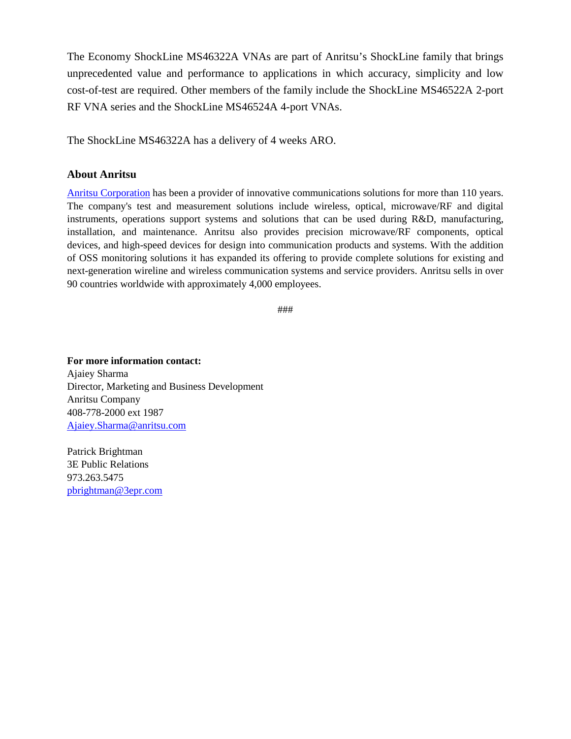The Economy ShockLine MS46322A VNAs are part of Anritsu's ShockLine family that brings unprecedented value and performance to applications in which accuracy, simplicity and low cost-of-test are required. Other members of the family include the ShockLine MS46522A 2-port RF VNA series and the ShockLine MS46524A 4-port VNAs.

The ShockLine MS46322A has a delivery of 4 weeks ARO.

**About Anritsu**

Anritsu Corporation has been a provider of innovative communications solutions for more than 110 years. The company's test and measurement solutions include wireless, optical, microwave/RF and digital instruments, operations support systems and solutions that can be used during R&D, manufacturing, installation, and maintenance. Anritsu also provides precision microwave/RF components, optical devices, and high-speed devices for design into communication products and systems. With the addition of OSS monitoring solutions it has expanded its offering to provide complete solutions for existing and next-generation wireline and wireless communication systems and service providers. Anritsu sells in over 90 countries worldwide with approximately 4,000 employees.

###

**For more information contact:**
Ajaiey Sharma
Director, Marketing and Business Development
Anritsu Company
408-778-2000 ext 1987
Ajaiey.Sharma@anritsu.com

Patrick Brightman
3E Public Relations
973.263.5475
pbrightman@3epr.com